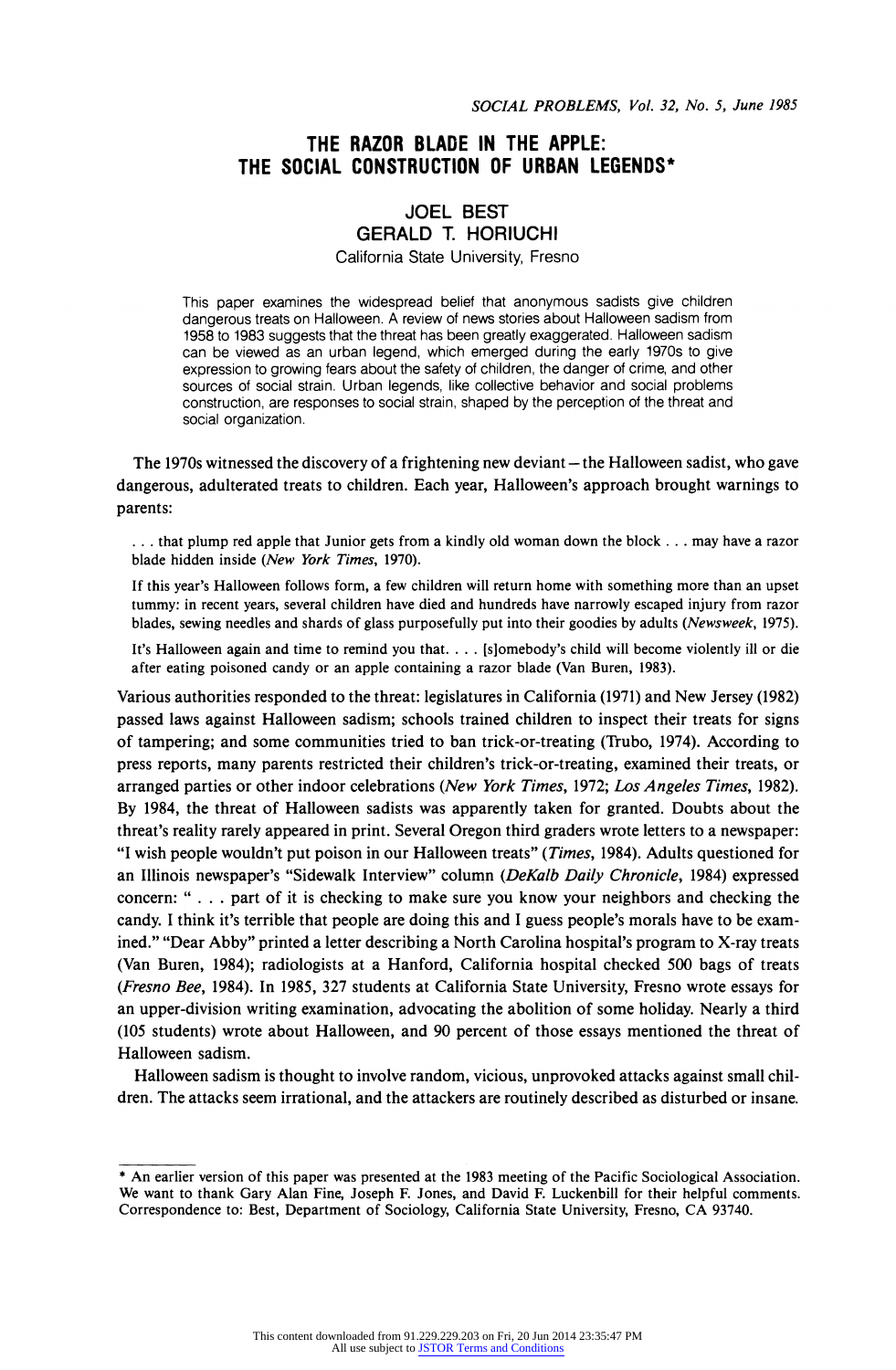# THE RAZOR BLADE IN THE APPLE: THE SOCIAL CONSTRUCTION OF URBAN LEGENDS*

**JOEL BEST**
**GERALD T. HORIUCHI**
California State University, Fresno

> This paper examines the widespread belief that anonymous sadists give children dangerous treats on Halloween. A review of news stories about Halloween sadism from 1958 to 1983 suggests that the threat has been greatly exaggerated. Halloween sadism can be viewed as an urban legend, which emerged during the early 1970s to give expression to growing fears about the safety of children, the danger of crime, and other sources of social strain. Urban legends, like collective behavior and social problems construction, are responses to social strain, shaped by the perception of the threat and social organization.

The 1970s witnessed the discovery of a frightening new deviant—the Halloween sadist, who gave dangerous, adulterated treats to children. Each year, Halloween's approach brought warnings to parents:

> . . . that plump red apple that Junior gets from a kindly old woman down the block . . . may have a razor blade hidden inside (*New York Times*, 1970).

> If this year's Halloween follows form, a few children will return home with something more than an upset tummy: in recent years, several children have died and hundreds have narrowly escaped injury from razor blades, sewing needles and shards of glass purposefully put into their goodies by adults (*Newsweek*, 1975).

> It's Halloween again and time to remind you that. . . . [s]omebody's child will become violently ill or die after eating poisoned candy or an apple containing a razor blade (Van Buren, 1983).

Various authorities responded to the threat: legislatures in California (1971) and New Jersey (1982) passed laws against Halloween sadism; schools trained children to inspect their treats for signs of tampering; and some communities tried to ban trick-or-treating (Trubo, 1974). According to press reports, many parents restricted their children's trick-or-treating, examined their treats, or arranged parties or other indoor celebrations (*New York Times*, 1972; *Los Angeles Times*, 1982). By 1984, the threat of Halloween sadists was apparently taken for granted. Doubts about the threat's reality rarely appeared in print. Several Oregon third graders wrote letters to a newspaper: "I wish people wouldn't put poison in our Halloween treats" (*Times*, 1984). Adults questioned for an Illinois newspaper's "Sidewalk Interview" column (*DeKalb Daily Chronicle*, 1984) expressed concern: " . . . part of it is checking to make sure you know your neighbors and checking the candy. I think it's terrible that people are doing this and I guess people's morals have to be examined." "Dear Abby" printed a letter describing a North Carolina hospital's program to X-ray treats (Van Buren, 1984); radiologists at a Hanford, California hospital checked 500 bags of treats (*Fresno Bee*, 1984). In 1985, 327 students at California State University, Fresno wrote essays for an upper-division writing examination, advocating the abolition of some holiday. Nearly a third (105 students) wrote about Halloween, and 90 percent of those essays mentioned the threat of Halloween sadism.

Halloween sadism is thought to involve random, vicious, unprovoked attacks against small children. The attacks seem irrational, and the attackers are routinely described as disturbed or insane.

---

\* An earlier version of this paper was presented at the 1983 meeting of the Pacific Sociological Association. We want to thank Gary Alan Fine, Joseph F. Jones, and David F. Luckenbill for their helpful comments. Correspondence to: Best, Department of Sociology, California State University, Fresno, CA 93740.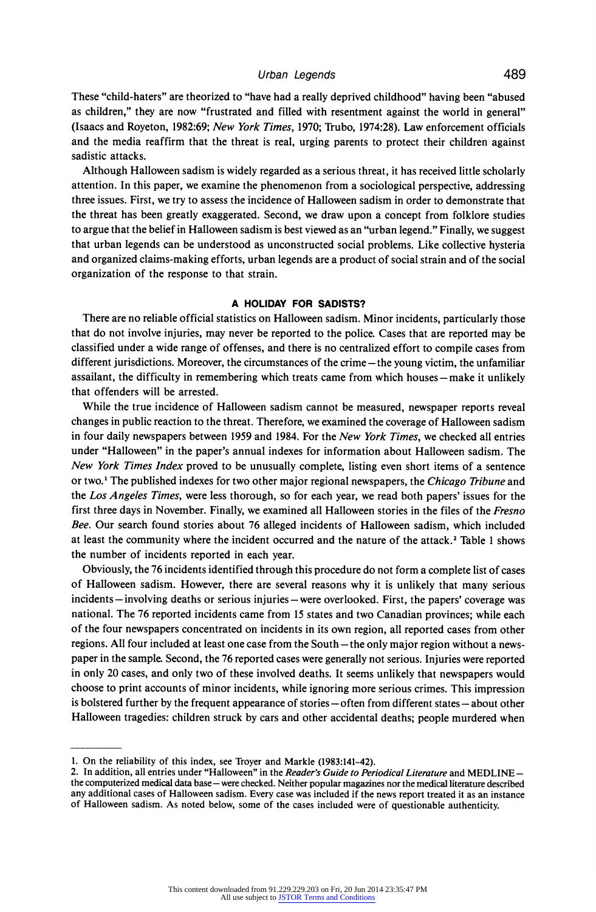These "child-haters" are theorized to "have had a really deprived childhood" having been "abused as children," they are now "frustrated and filled with resentment against the world in general" (Isaacs and Royeton, 1982:69; *New York Times*, 1970; Trubo, 1974:28). Law enforcement officials and the media reaffirm that the threat is real, urging parents to protect their children against sadistic attacks.

Although Halloween sadism is widely regarded as a serious threat, it has received little scholarly attention. In this paper, we examine the phenomenon from a sociological perspective, addressing three issues. First, we try to assess the incidence of Halloween sadism in order to demonstrate that the threat has been greatly exaggerated. Second, we draw upon a concept from folklore studies to argue that the belief in Halloween sadism is best viewed as an "urban legend." Finally, we suggest that urban legends can be understood as unconstructed social problems. Like collective hysteria and organized claims-making efforts, urban legends are a product of social strain and of the social organization of the response to that strain.

### A HOLIDAY FOR SADISTS?

There are no reliable official statistics on Halloween sadism. Minor incidents, particularly those that do not involve injuries, may never be reported to the police. Cases that are reported may be classified under a wide range of offenses, and there is no centralized effort to compile cases from different jurisdictions. Moreover, the circumstances of the crime—the young victim, the unfamiliar assailant, the difficulty in remembering which treats came from which houses—make it unlikely that offenders will be arrested.

While the true incidence of Halloween sadism cannot be measured, newspaper reports reveal changes in public reaction to the threat. Therefore, we examined the coverage of Halloween sadism in four daily newspapers between 1959 and 1984. For the *New York Times*, we checked all entries under "Halloween" in the paper's annual indexes for information about Halloween sadism. The *New York Times Index* proved to be unusually complete, listing even short items of a sentence or two.[1] The published indexes for two other major regional newspapers, the *Chicago Tribune* and the *Los Angeles Times*, were less thorough, so for each year, we read both papers' issues for the first three days in November. Finally, we examined all Halloween stories in the files of the *Fresno Bee*. Our search found stories about 76 alleged incidents of Halloween sadism, which included at least the community where the incident occurred and the nature of the attack.[2] Table 1 shows the number of incidents reported in each year.

Obviously, the 76 incidents identified through this procedure do not form a complete list of cases of Halloween sadism. However, there are several reasons why it is unlikely that many serious incidents—involving deaths or serious injuries—were overlooked. First, the papers' coverage was national. The 76 reported incidents came from 15 states and two Canadian provinces; while each of the four newspapers concentrated on incidents in its own region, all reported cases from other regions. All four included at least one case from the South—the only major region without a newspaper in the sample. Second, the 76 reported cases were generally not serious. Injuries were reported in only 20 cases, and only two of these involved deaths. It seems unlikely that newspapers would choose to print accounts of minor incidents, while ignoring more serious crimes. This impression is bolstered further by the frequent appearance of stories—often from different states—about other Halloween tragedies: children struck by cars and other accidental deaths; people murdered when

---

1. On the reliability of this index, see Troyer and Markle (1983:141–42).
2. In addition, all entries under "Halloween" in the *Reader's Guide to Periodical Literature* and MEDLINE—the computerized medical data base—were checked. Neither popular magazines nor the medical literature described any additional cases of Halloween sadism. Every case was included if the news report treated it as an instance of Halloween sadism. As noted below, some of the cases included were of questionable authenticity.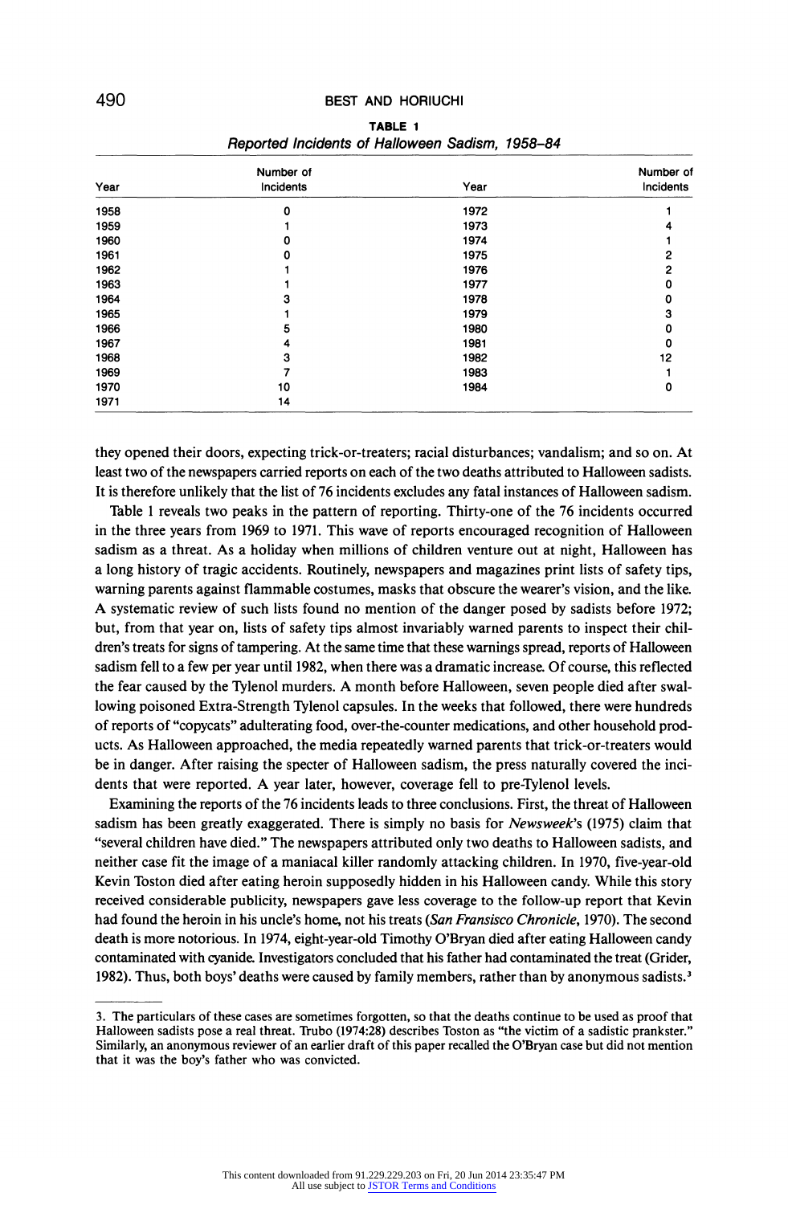**TABLE 1**
*Reported Incidents of Halloween Sadism, 1958–84*

| Year | Number of Incidents | Year | Number of Incidents |
|---|---|---|---|
| 1958 | 0 | 1972 | 1 |
| 1959 | 1 | 1973 | 4 |
| 1960 | 0 | 1974 | 1 |
| 1961 | 0 | 1975 | 2 |
| 1962 | 1 | 1976 | 2 |
| 1963 | 1 | 1977 | 0 |
| 1964 | 3 | 1978 | 0 |
| 1965 | 1 | 1979 | 3 |
| 1966 | 5 | 1980 | 0 |
| 1967 | 4 | 1981 | 0 |
| 1968 | 3 | 1982 | 12 |
| 1969 | 7 | 1983 | 1 |
| 1970 | 10 | 1984 | 0 |
| 1971 | 14 | | |

they opened their doors, expecting trick-or-treaters; racial disturbances; vandalism; and so on. At least two of the newspapers carried reports on each of the two deaths attributed to Halloween sadists. It is therefore unlikely that the list of 76 incidents excludes any fatal instances of Halloween sadism.

Table 1 reveals two peaks in the pattern of reporting. Thirty-one of the 76 incidents occurred in the three years from 1969 to 1971. This wave of reports encouraged recognition of Halloween sadism as a threat. As a holiday when millions of children venture out at night, Halloween has a long history of tragic accidents. Routinely, newspapers and magazines print lists of safety tips, warning parents against flammable costumes, masks that obscure the wearer's vision, and the like. A systematic review of such lists found no mention of the danger posed by sadists before 1972; but, from that year on, lists of safety tips almost invariably warned parents to inspect their children's treats for signs of tampering. At the same time that these warnings spread, reports of Halloween sadism fell to a few per year until 1982, when there was a dramatic increase. Of course, this reflected the fear caused by the Tylenol murders. A month before Halloween, seven people died after swallowing poisoned Extra-Strength Tylenol capsules. In the weeks that followed, there were hundreds of reports of "copycats" adulterating food, over-the-counter medications, and other household products. As Halloween approached, the media repeatedly warned parents that trick-or-treaters would be in danger. After raising the specter of Halloween sadism, the press naturally covered the incidents that were reported. A year later, however, coverage fell to pre-Tylenol levels.

Examining the reports of the 76 incidents leads to three conclusions. First, the threat of Halloween sadism has been greatly exaggerated. There is simply no basis for *Newsweek*'s (1975) claim that "several children have died." The newspapers attributed only two deaths to Halloween sadists, and neither case fit the image of a maniacal killer randomly attacking children. In 1970, five-year-old Kevin Toston died after eating heroin supposedly hidden in his Halloween candy. While this story received considerable publicity, newspapers gave less coverage to the follow-up report that Kevin had found the heroin in his uncle's home, not his treats (*San Fransisco Chronicle*, 1970). The second death is more notorious. In 1974, eight-year-old Timothy O'Bryan died after eating Halloween candy contaminated with cyanide. Investigators concluded that his father had contaminated the treat (Grider, 1982). Thus, both boys' deaths were caused by family members, rather than by anonymous sadists.[3]

3. The particulars of these cases are sometimes forgotten, so that the deaths continue to be used as proof that Halloween sadists pose a real threat. Trubo (1974:28) describes Toston as "the victim of a sadistic prankster." Similarly, an anonymous reviewer of an earlier draft of this paper recalled the O'Bryan case but did not mention that it was the boy's father who was convicted.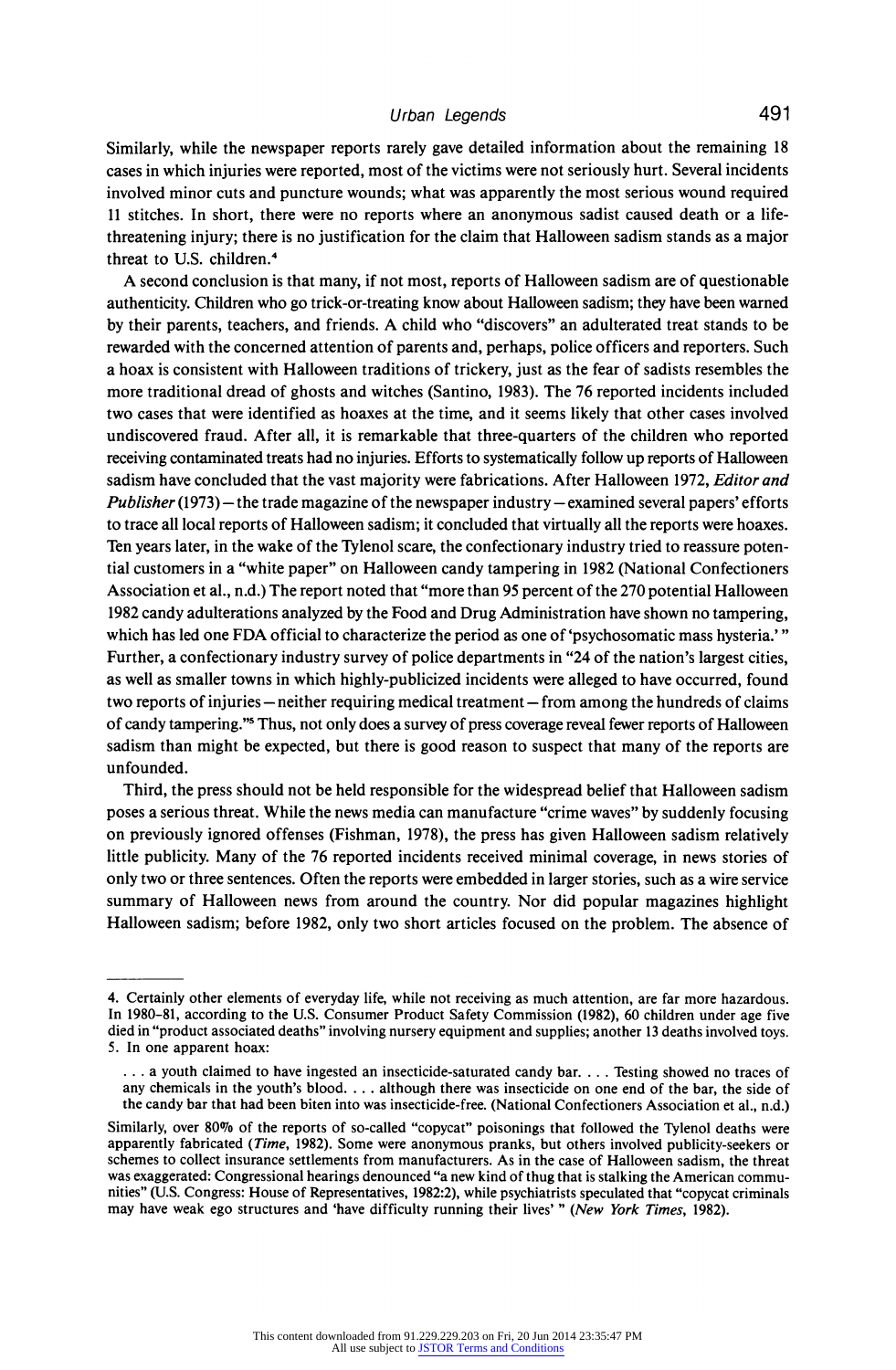Similarly, while the newspaper reports rarely gave detailed information about the remaining 18 cases in which injuries were reported, most of the victims were not seriously hurt. Several incidents involved minor cuts and puncture wounds; what was apparently the most serious wound required 11 stitches. In short, there were no reports where an anonymous sadist caused death or a life-threatening injury; there is no justification for the claim that Halloween sadism stands as a major threat to U.S. children.[4]

A second conclusion is that many, if not most, reports of Halloween sadism are of questionable authenticity. Children who go trick-or-treating know about Halloween sadism; they have been warned by their parents, teachers, and friends. A child who "discovers" an adulterated treat stands to be rewarded with the concerned attention of parents and, perhaps, police officers and reporters. Such a hoax is consistent with Halloween traditions of trickery, just as the fear of sadists resembles the more traditional dread of ghosts and witches (Santino, 1983). The 76 reported incidents included two cases that were identified as hoaxes at the time, and it seems likely that other cases involved undiscovered fraud. After all, it is remarkable that three-quarters of the children who reported receiving contaminated treats had no injuries. Efforts to systematically follow up reports of Halloween sadism have concluded that the vast majority were fabrications. After Halloween 1972, *Editor and Publisher* (1973) – the trade magazine of the newspaper industry – examined several papers' efforts to trace all local reports of Halloween sadism; it concluded that virtually all the reports were hoaxes. Ten years later, in the wake of the Tylenol scare, the confectionary industry tried to reassure potential customers in a "white paper" on Halloween candy tampering in 1982 (National Confectioners Association et al., n.d.) The report noted that "more than 95 percent of the 270 potential Halloween 1982 candy adulterations analyzed by the Food and Drug Administration have shown no tampering, which has led one FDA official to characterize the period as one of 'psychosomatic mass hysteria.'" Further, a confectionary industry survey of police departments in "24 of the nation's largest cities, as well as smaller towns in which highly-publicized incidents were alleged to have occurred, found two reports of injuries – neither requiring medical treatment – from among the hundreds of claims of candy tampering."[5] Thus, not only does a survey of press coverage reveal fewer reports of Halloween sadism than might be expected, but there is good reason to suspect that many of the reports are unfounded.

Third, the press should not be held responsible for the widespread belief that Halloween sadism poses a serious threat. While the news media can manufacture "crime waves" by suddenly focusing on previously ignored offenses (Fishman, 1978), the press has given Halloween sadism relatively little publicity. Many of the 76 reported incidents received minimal coverage, in news stories of only two or three sentences. Often the reports were embedded in larger stories, such as a wire service summary of Halloween news from around the country. Nor did popular magazines highlight Halloween sadism; before 1982, only two short articles focused on the problem. The absence of

---

4. Certainly other elements of everyday life, while not receiving as much attention, are far more hazardous. In 1980–81, according to the U.S. Consumer Product Safety Commission (1982), 60 children under age five died in "product associated deaths" involving nursery equipment and supplies; another 13 deaths involved toys.

5. In one apparent hoax:

> . . . a youth claimed to have ingested an insecticide-saturated candy bar. . . . Testing showed no traces of any chemicals in the youth's blood. . . . although there was insecticide on one end of the bar, the side of the candy bar that had been biten into was insecticide-free. (National Confectioners Association et al., n.d.)

Similarly, over 80% of the reports of so-called "copycat" poisonings that followed the Tylenol deaths were apparently fabricated (*Time*, 1982). Some were anonymous pranks, but others involved publicity-seekers or schemes to collect insurance settlements from manufacturers. As in the case of Halloween sadism, the threat was exaggerated: Congressional hearings denounced "a new kind of thug that is stalking the American communities" (U.S. Congress: House of Representatives, 1982:2), while psychiatrists speculated that "copycat criminals may have weak ego structures and 'have difficulty running their lives'" (*New York Times*, 1982).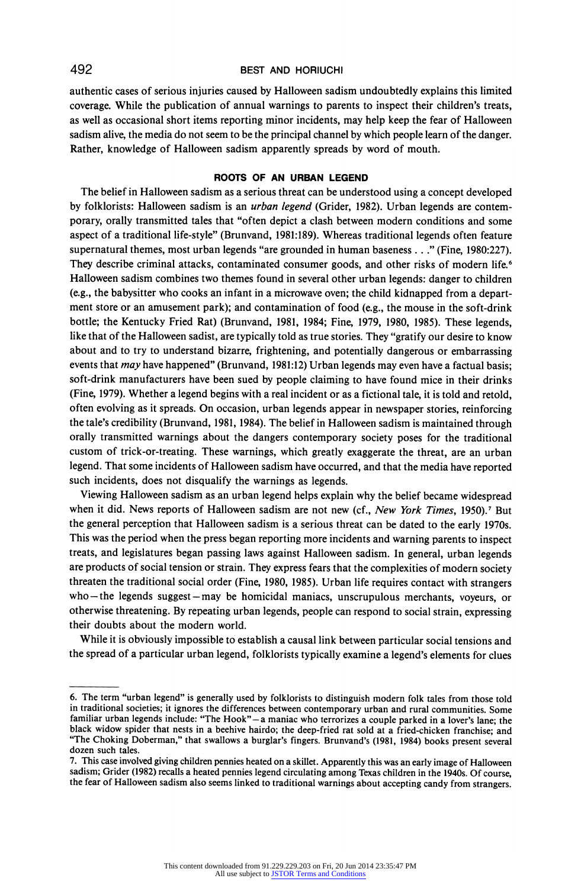authentic cases of serious injuries caused by Halloween sadism undoubtedly explains this limited coverage. While the publication of annual warnings to parents to inspect their children's treats, as well as occasional short items reporting minor incidents, may help keep the fear of Halloween sadism alive, the media do not seem to be the principal channel by which people learn of the danger. Rather, knowledge of Halloween sadism apparently spreads by word of mouth.

## ROOTS OF AN URBAN LEGEND

The belief in Halloween sadism as a serious threat can be understood using a concept developed by folklorists: Halloween sadism is an *urban legend* (Grider, 1982). Urban legends are contemporary, orally transmitted tales that "often depict a clash between modern conditions and some aspect of a traditional life-style" (Brunvand, 1981:189). Whereas traditional legends often feature supernatural themes, most urban legends "are grounded in human baseness . . ." (Fine, 1980:227). They describe criminal attacks, contaminated consumer goods, and other risks of modern life.[6] Halloween sadism combines two themes found in several other urban legends: danger to children (e.g., the babysitter who cooks an infant in a microwave oven; the child kidnapped from a department store or an amusement park); and contamination of food (e.g., the mouse in the soft-drink bottle; the Kentucky Fried Rat) (Brunvand, 1981, 1984; Fine, 1979, 1980, 1985). These legends, like that of the Halloween sadist, are typically told as true stories. They "gratify our desire to know about and to try to understand bizarre, frightening, and potentially dangerous or embarrassing events that *may* have happened" (Brunvand, 1981:12) Urban legends may even have a factual basis; soft-drink manufacturers have been sued by people claiming to have found mice in their drinks (Fine, 1979). Whether a legend begins with a real incident or as a fictional tale, it is told and retold, often evolving as it spreads. On occasion, urban legends appear in newspaper stories, reinforcing the tale's credibility (Brunvand, 1981, 1984). The belief in Halloween sadism is maintained through orally transmitted warnings about the dangers contemporary society poses for the traditional custom of trick-or-treating. These warnings, which greatly exaggerate the threat, are an urban legend. That some incidents of Halloween sadism have occurred, and that the media have reported such incidents, does not disqualify the warnings as legends.

Viewing Halloween sadism as an urban legend helps explain why the belief became widespread when it did. News reports of Halloween sadism are not new (cf., *New York Times*, 1950).[7] But the general perception that Halloween sadism is a serious threat can be dated to the early 1970s. This was the period when the press began reporting more incidents and warning parents to inspect treats, and legislatures began passing laws against Halloween sadism. In general, urban legends are products of social tension or strain. They express fears that the complexities of modern society threaten the traditional social order (Fine, 1980, 1985). Urban life requires contact with strangers who—the legends suggest—may be homicidal maniacs, unscrupulous merchants, voyeurs, or otherwise threatening. By repeating urban legends, people can respond to social strain, expressing their doubts about the modern world.

While it is obviously impossible to establish a causal link between particular social tensions and the spread of a particular urban legend, folklorists typically examine a legend's elements for clues

---

6. The term "urban legend" is generally used by folklorists to distinguish modern folk tales from those told in traditional societies; it ignores the differences between contemporary urban and rural communities. Some familiar urban legends include: "The Hook"—a maniac who terrorizes a couple parked in a lover's lane; the black widow spider that nests in a beehive hairdo; the deep-fried rat sold at a fried-chicken franchise; and "The Choking Doberman," that swallows a burglar's fingers. Brunvand's (1981, 1984) books present several dozen such tales.

7. This case involved giving children pennies heated on a skillet. Apparently this was an early image of Halloween sadism; Grider (1982) recalls a heated pennies legend circulating among Texas children in the 1940s. Of course, the fear of Halloween sadism also seems linked to traditional warnings about accepting candy from strangers.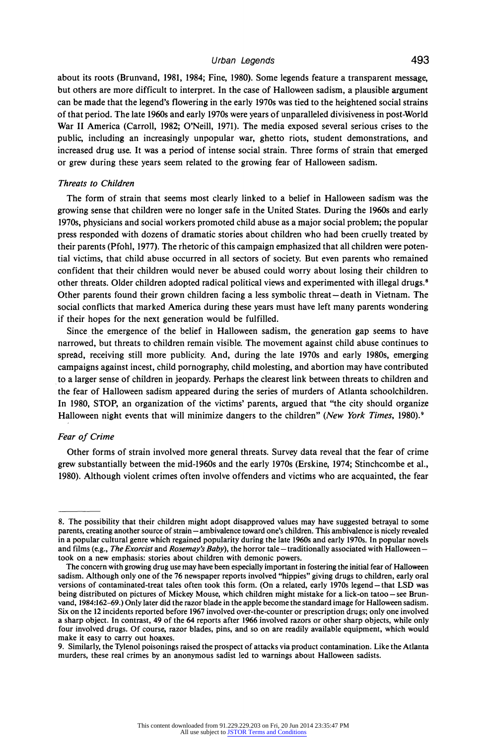about its roots (Brunvand, 1981, 1984; Fine, 1980). Some legends feature a transparent message, but others are more difficult to interpret. In the case of Halloween sadism, a plausible argument can be made that the legend's flowering in the early 1970s was tied to the heightened social strains of that period. The late 1960s and early 1970s were years of unparalleled divisiveness in post-World War II America (Carroll, 1982; O'Neill, 1971). The media exposed several serious crises to the public, including an increasingly unpopular war, ghetto riots, student demonstrations, and increased drug use. It was a period of intense social strain. Three forms of strain that emerged or grew during these years seem related to the growing fear of Halloween sadism.

### *Threats to Children*

The form of strain that seems most clearly linked to a belief in Halloween sadism was the growing sense that children were no longer safe in the United States. During the 1960s and early 1970s, physicians and social workers promoted child abuse as a major social problem; the popular press responded with dozens of dramatic stories about children who had been cruelly treated by their parents (Pfohl, 1977). The rhetoric of this campaign emphasized that all children were potential victims, that child abuse occurred in all sectors of society. But even parents who remained confident that their children would never be abused could worry about losing their children to other threats. Older children adopted radical political views and experimented with illegal drugs.[8] Other parents found their grown children facing a less symbolic threat—death in Vietnam. The social conflicts that marked America during these years must have left many parents wondering if their hopes for the next generation would be fulfilled.

Since the emergence of the belief in Halloween sadism, the generation gap seems to have narrowed, but threats to children remain visible. The movement against child abuse continues to spread, receiving still more publicity. And, during the late 1970s and early 1980s, emerging campaigns against incest, child pornography, child molesting, and abortion may have contributed to a larger sense of children in jeopardy. Perhaps the clearest link between threats to children and the fear of Halloween sadism appeared during the series of murders of Atlanta schoolchildren. In 1980, STOP, an organization of the victims' parents, argued that "the city should organize Halloween night events that will minimize dangers to the children" (*New York Times*, 1980).[9]

### *Fear of Crime*

Other forms of strain involved more general threats. Survey data reveal that the fear of crime grew substantially between the mid-1960s and the early 1970s (Erskine, 1974; Stinchcombe et al., 1980). Although violent crimes often involve offenders and victims who are acquainted, the fear

---

8. The possibility that their children might adopt disapproved values may have suggested betrayal to some parents, creating another source of strain—ambivalence toward one's children. This ambivalence is nicely revealed in a popular cultural genre which regained popularity during the late 1960s and early 1970s. In popular novels and films (e.g., *The Exorcist* and *Rosemay's Baby*), the horror tale—traditionally associated with Halloween—took on a new emphasis: stories about children with demonic powers.

The concern with growing drug use may have been especially important in fostering the initial fear of Halloween sadism. Although only one of the 76 newspaper reports involved "hippies" giving drugs to children, early oral versions of contaminated-treat tales often took this form. (On a related, early 1970s legend—that LSD was being distributed on pictures of Mickey Mouse, which children might mistake for a lick-on tatoo—see Brunvand, 1984:162–69.) Only later did the razor blade in the apple become the standard image for Halloween sadism. Six on the 12 incidents reported before 1967 involved over-the-counter or prescription drugs; only one involved a sharp object. In contrast, 49 of the 64 reports after 1966 involved razors or other sharp objects, while only four involved drugs. Of course, razor blades, pins, and so on are readily available equipment, which would make it easy to carry out hoaxes.

9. Similarly, the Tylenol poisonings raised the prospect of attacks via product contamination. Like the Atlanta murders, these real crimes by an anonymous sadist led to warnings about Halloween sadists.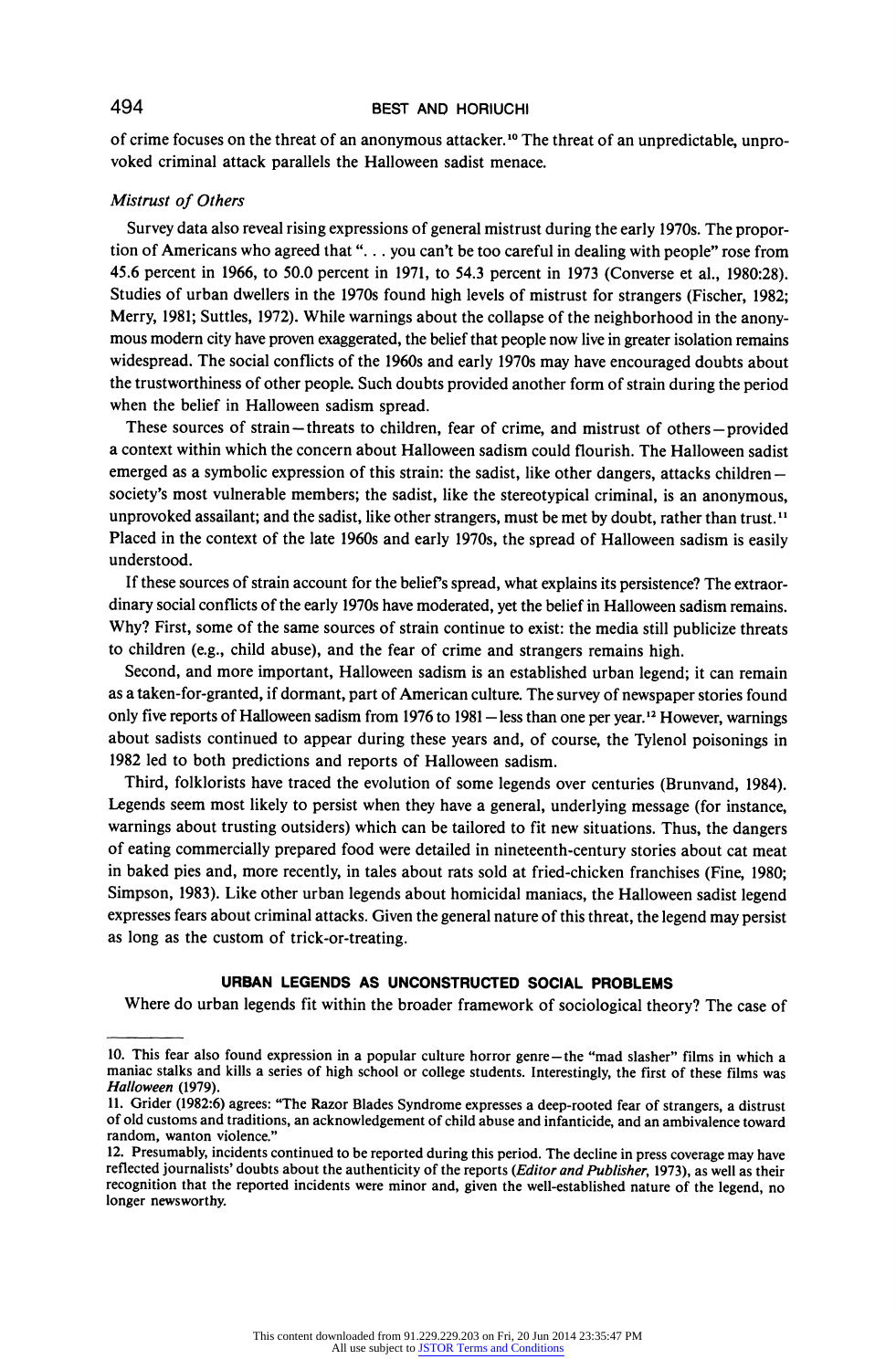of crime focuses on the threat of an anonymous attacker.[10] The threat of an unpredictable, unprovoked criminal attack parallels the Halloween sadist menace.

### *Mistrust of Others*

Survey data also reveal rising expressions of general mistrust during the early 1970s. The proportion of Americans who agreed that ". . . you can't be too careful in dealing with people" rose from 45.6 percent in 1966, to 50.0 percent in 1971, to 54.3 percent in 1973 (Converse et al., 1980:28). Studies of urban dwellers in the 1970s found high levels of mistrust for strangers (Fischer, 1982; Merry, 1981; Suttles, 1972). While warnings about the collapse of the neighborhood in the anonymous modern city have proven exaggerated, the belief that people now live in greater isolation remains widespread. The social conflicts of the 1960s and early 1970s may have encouraged doubts about the trustworthiness of other people. Such doubts provided another form of strain during the period when the belief in Halloween sadism spread.

These sources of strain—threats to children, fear of crime, and mistrust of others—provided a context within which the concern about Halloween sadism could flourish. The Halloween sadist emerged as a symbolic expression of this strain: the sadist, like other dangers, attacks children—society's most vulnerable members; the sadist, like the stereotypical criminal, is an anonymous, unprovoked assailant; and the sadist, like other strangers, must be met by doubt, rather than trust.[11] Placed in the context of the late 1960s and early 1970s, the spread of Halloween sadism is easily understood.

If these sources of strain account for the belief's spread, what explains its persistence? The extraordinary social conflicts of the early 1970s have moderated, yet the belief in Halloween sadism remains. Why? First, some of the same sources of strain continue to exist: the media still publicize threats to children (e.g., child abuse), and the fear of crime and strangers remains high.

Second, and more important, Halloween sadism is an established urban legend; it can remain as a taken-for-granted, if dormant, part of American culture. The survey of newspaper stories found only five reports of Halloween sadism from 1976 to 1981—less than one per year.[12] However, warnings about sadists continued to appear during these years and, of course, the Tylenol poisonings in 1982 led to both predictions and reports of Halloween sadism.

Third, folklorists have traced the evolution of some legends over centuries (Brunvand, 1984). Legends seem most likely to persist when they have a general, underlying message (for instance, warnings about trusting outsiders) which can be tailored to fit new situations. Thus, the dangers of eating commercially prepared food were detailed in nineteenth-century stories about cat meat in baked pies and, more recently, in tales about rats sold at fried-chicken franchises (Fine, 1980; Simpson, 1983). Like other urban legends about homicidal maniacs, the Halloween sadist legend expresses fears about criminal attacks. Given the general nature of this threat, the legend may persist as long as the custom of trick-or-treating.

## URBAN LEGENDS AS UNCONSTRUCTED SOCIAL PROBLEMS

Where do urban legends fit within the broader framework of sociological theory? The case of

---

10. This fear also found expression in a popular culture horror genre—the "mad slasher" films in which a maniac stalks and kills a series of high school or college students. Interestingly, the first of these films was *Halloween* (1979).

11. Grider (1982:6) agrees: "The Razor Blades Syndrome expresses a deep-rooted fear of strangers, a distrust of old customs and traditions, an acknowledgement of child abuse and infanticide, and an ambivalence toward random, wanton violence."

12. Presumably, incidents continued to be reported during this period. The decline in press coverage may have reflected journalists' doubts about the authenticity of the reports (*Editor and Publisher*, 1973), as well as their recognition that the reported incidents were minor and, given the well-established nature of the legend, no longer newsworthy.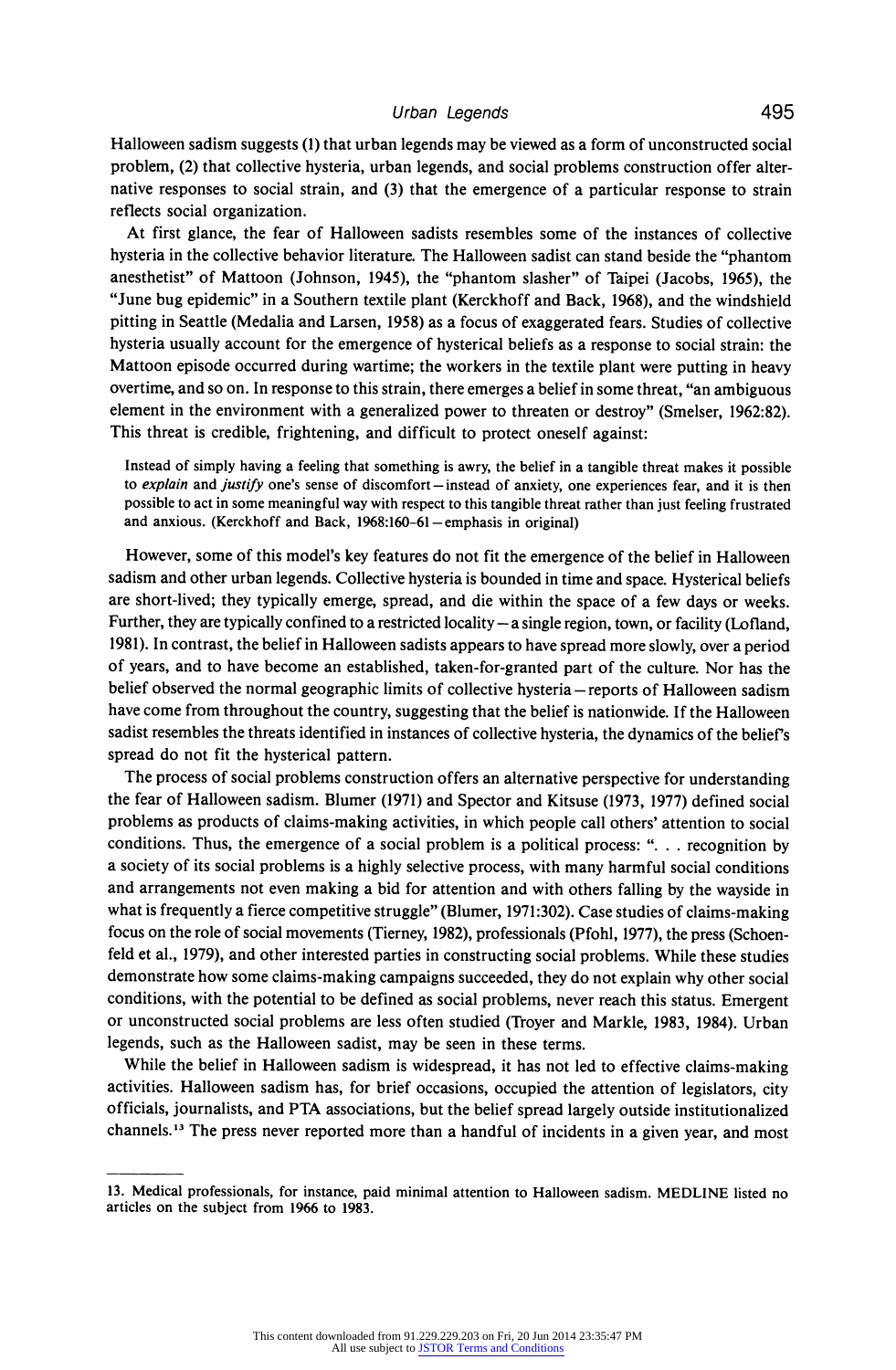Halloween sadism suggests (1) that urban legends may be viewed as a form of unconstructed social problem, (2) that collective hysteria, urban legends, and social problems construction offer alternative responses to social strain, and (3) that the emergence of a particular response to strain reflects social organization.

At first glance, the fear of Halloween sadists resembles some of the instances of collective hysteria in the collective behavior literature. The Halloween sadist can stand beside the "phantom anesthetist" of Mattoon (Johnson, 1945), the "phantom slasher" of Taipei (Jacobs, 1965), the "June bug epidemic" in a Southern textile plant (Kerckhoff and Back, 1968), and the windshield pitting in Seattle (Medalia and Larsen, 1958) as a focus of exaggerated fears. Studies of collective hysteria usually account for the emergence of hysterical beliefs as a response to social strain: the Mattoon episode occurred during wartime; the workers in the textile plant were putting in heavy overtime, and so on. In response to this strain, there emerges a belief in some threat, "an ambiguous element in the environment with a generalized power to threaten or destroy" (Smelser, 1962:82). This threat is credible, frightening, and difficult to protect oneself against:

> Instead of simply having a feeling that something is awry, the belief in a tangible threat makes it possible to *explain* and *justify* one's sense of discomfort—instead of anxiety, one experiences fear, and it is then possible to act in some meaningful way with respect to this tangible threat rather than just feeling frustrated and anxious. (Kerckhoff and Back, 1968:160–61—emphasis in original)

However, some of this model's key features do not fit the emergence of the belief in Halloween sadism and other urban legends. Collective hysteria is bounded in time and space. Hysterical beliefs are short-lived; they typically emerge, spread, and die within the space of a few days or weeks. Further, they are typically confined to a restricted locality—a single region, town, or facility (Lofland, 1981). In contrast, the belief in Halloween sadists appears to have spread more slowly, over a period of years, and to have become an established, taken-for-granted part of the culture. Nor has the belief observed the normal geographic limits of collective hysteria—reports of Halloween sadism have come from throughout the country, suggesting that the belief is nationwide. If the Halloween sadist resembles the threats identified in instances of collective hysteria, the dynamics of the belief's spread do not fit the hysterical pattern.

The process of social problems construction offers an alternative perspective for understanding the fear of Halloween sadism. Blumer (1971) and Spector and Kitsuse (1973, 1977) defined social problems as products of claims-making activities, in which people call others' attention to social conditions. Thus, the emergence of a social problem is a political process: ". . . recognition by a society of its social problems is a highly selective process, with many harmful social conditions and arrangements not even making a bid for attention and with others falling by the wayside in what is frequently a fierce competitive struggle" (Blumer, 1971:302). Case studies of claims-making focus on the role of social movements (Tierney, 1982), professionals (Pfohl, 1977), the press (Schoenfeld et al., 1979), and other interested parties in constructing social problems. While these studies demonstrate how some claims-making campaigns succeeded, they do not explain why other social conditions, with the potential to be defined as social problems, never reach this status. Emergent or unconstructed social problems are less often studied (Troyer and Markle, 1983, 1984). Urban legends, such as the Halloween sadist, may be seen in these terms.

While the belief in Halloween sadism is widespread, it has not led to effective claims-making activities. Halloween sadism has, for brief occasions, occupied the attention of legislators, city officials, journalists, and PTA associations, but the belief spread largely outside institutionalized channels.[13] The press never reported more than a handful of incidents in a given year, and most

---

13. Medical professionals, for instance, paid minimal attention to Halloween sadism. MEDLINE listed no articles on the subject from 1966 to 1983.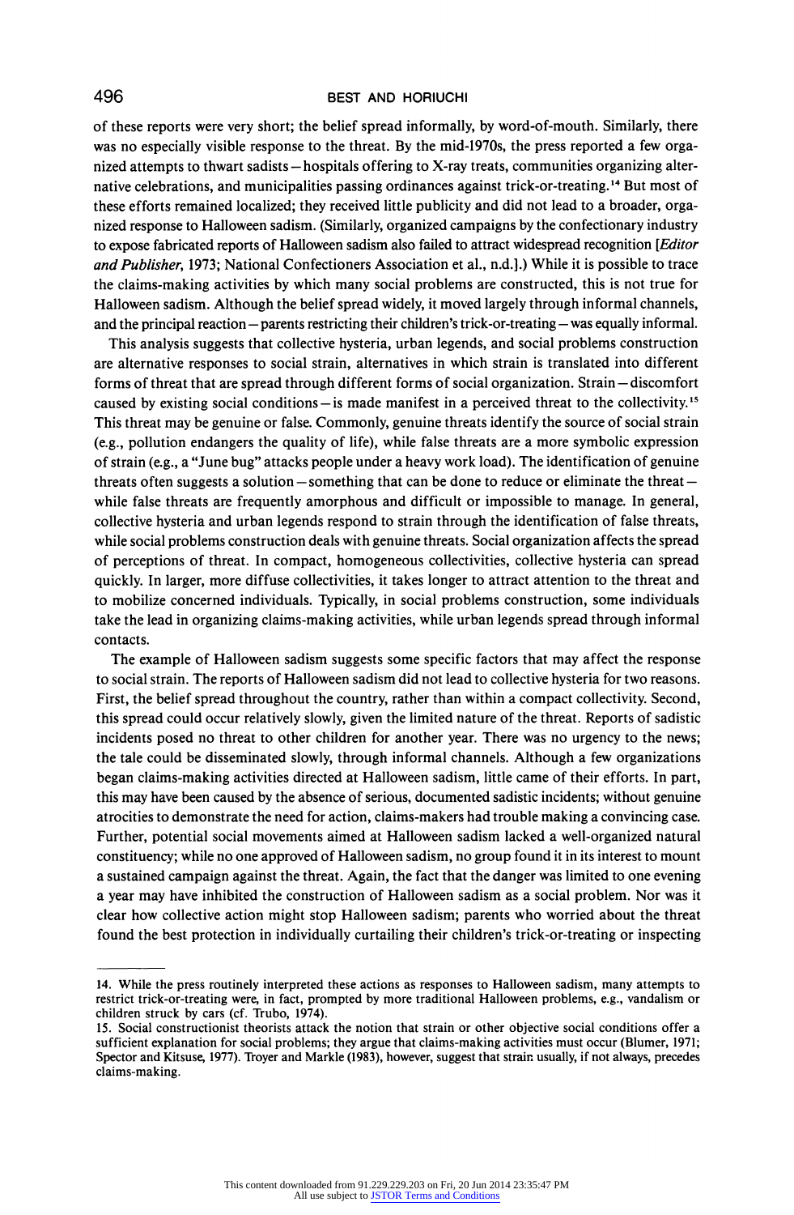of these reports were very short; the belief spread informally, by word-of-mouth. Similarly, there was no especially visible response to the threat. By the mid-1970s, the press reported a few organized attempts to thwart sadists—hospitals offering to X-ray treats, communities organizing alternative celebrations, and municipalities passing ordinances against trick-or-treating.[14] But most of these efforts remained localized; they received little publicity and did not lead to a broader, organized response to Halloween sadism. (Similarly, organized campaigns by the confectionary industry to expose fabricated reports of Halloween sadism also failed to attract widespread recognition [*Editor and Publisher*, 1973; National Confectioners Association et al., n.d.].) While it is possible to trace the claims-making activities by which many social problems are constructed, this is not true for Halloween sadism. Although the belief spread widely, it moved largely through informal channels, and the principal reaction—parents restricting their children's trick-or-treating—was equally informal.

This analysis suggests that collective hysteria, urban legends, and social problems construction are alternative responses to social strain, alternatives in which strain is translated into different forms of threat that are spread through different forms of social organization. Strain—discomfort caused by existing social conditions—is made manifest in a perceived threat to the collectivity.[15] This threat may be genuine or false. Commonly, genuine threats identify the source of social strain (e.g., pollution endangers the quality of life), while false threats are a more symbolic expression of strain (e.g., a "June bug" attacks people under a heavy work load). The identification of genuine threats often suggests a solution—something that can be done to reduce or eliminate the threat—while false threats are frequently amorphous and difficult or impossible to manage. In general, collective hysteria and urban legends respond to strain through the identification of false threats, while social problems construction deals with genuine threats. Social organization affects the spread of perceptions of threat. In compact, homogeneous collectivities, collective hysteria can spread quickly. In larger, more diffuse collectivities, it takes longer to attract attention to the threat and to mobilize concerned individuals. Typically, in social problems construction, some individuals take the lead in organizing claims-making activities, while urban legends spread through informal contacts.

The example of Halloween sadism suggests some specific factors that may affect the response to social strain. The reports of Halloween sadism did not lead to collective hysteria for two reasons. First, the belief spread throughout the country, rather than within a compact collectivity. Second, this spread could occur relatively slowly, given the limited nature of the threat. Reports of sadistic incidents posed no threat to other children for another year. There was no urgency to the news; the tale could be disseminated slowly, through informal channels. Although a few organizations began claims-making activities directed at Halloween sadism, little came of their efforts. In part, this may have been caused by the absence of serious, documented sadistic incidents; without genuine atrocities to demonstrate the need for action, claims-makers had trouble making a convincing case. Further, potential social movements aimed at Halloween sadism lacked a well-organized natural constituency; while no one approved of Halloween sadism, no group found it in its interest to mount a sustained campaign against the threat. Again, the fact that the danger was limited to one evening a year may have inhibited the construction of Halloween sadism as a social problem. Nor was it clear how collective action might stop Halloween sadism; parents who worried about the threat found the best protection in individually curtailing their children's trick-or-treating or inspecting

---

14. While the press routinely interpreted these actions as responses to Halloween sadism, many attempts to restrict trick-or-treating were, in fact, prompted by more traditional Halloween problems, e.g., vandalism or children struck by cars (cf. Trubo, 1974).

15. Social constructionist theorists attack the notion that strain or other objective social conditions offer a sufficient explanation for social problems; they argue that claims-making activities must occur (Blumer, 1971; Spector and Kitsuse, 1977). Troyer and Markle (1983), however, suggest that strain usually, if not always, precedes claims-making.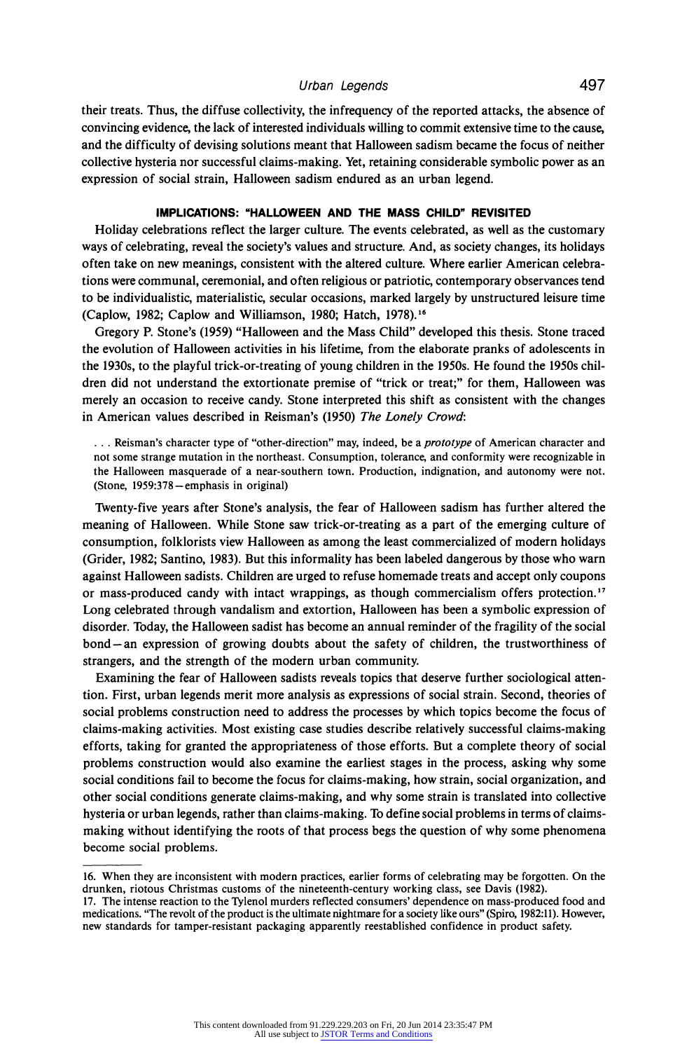their treats. Thus, the diffuse collectivity, the infrequency of the reported attacks, the absence of convincing evidence, the lack of interested individuals willing to commit extensive time to the cause, and the difficulty of devising solutions meant that Halloween sadism became the focus of neither collective hysteria nor successful claims-making. Yet, retaining considerable symbolic power as an expression of social strain, Halloween sadism endured as an urban legend.

## IMPLICATIONS: "HALLOWEEN AND THE MASS CHILD" REVISITED

Holiday celebrations reflect the larger culture. The events celebrated, as well as the customary ways of celebrating, reveal the society's values and structure. And, as society changes, its holidays often take on new meanings, consistent with the altered culture. Where earlier American celebrations were communal, ceremonial, and often religious or patriotic, contemporary observances tend to be individualistic, materialistic, secular occasions, marked largely by unstructured leisure time (Caplow, 1982; Caplow and Williamson, 1980; Hatch, 1978).[16]

Gregory P. Stone's (1959) "Halloween and the Mass Child" developed this thesis. Stone traced the evolution of Halloween activities in his lifetime, from the elaborate pranks of adolescents in the 1930s, to the playful trick-or-treating of young children in the 1950s. He found the 1950s children did not understand the extortionate premise of "trick or treat;" for them, Halloween was merely an occasion to receive candy. Stone interpreted this shift as consistent with the changes in American values described in Reisman's (1950) *The Lonely Crowd*:

> . . . Reisman's character type of "other-direction" may, indeed, be a *prototype* of American character and not some strange mutation in the northeast. Consumption, tolerance, and conformity were recognizable in the Halloween masquerade of a near-southern town. Production, indignation, and autonomy were not. (Stone, 1959:378—emphasis in original)

Twenty-five years after Stone's analysis, the fear of Halloween sadism has further altered the meaning of Halloween. While Stone saw trick-or-treating as a part of the emerging culture of consumption, folklorists view Halloween as among the least commercialized of modern holidays (Grider, 1982; Santino, 1983). But this informality has been labeled dangerous by those who warn against Halloween sadists. Children are urged to refuse homemade treats and accept only coupons or mass-produced candy with intact wrappings, as though commercialism offers protection.[17] Long celebrated through vandalism and extortion, Halloween has been a symbolic expression of disorder. Today, the Halloween sadist has become an annual reminder of the fragility of the social bond—an expression of growing doubts about the safety of children, the trustworthiness of strangers, and the strength of the modern urban community.

Examining the fear of Halloween sadists reveals topics that deserve further sociological attention. First, urban legends merit more analysis as expressions of social strain. Second, theories of social problems construction need to address the processes by which topics become the focus of claims-making activities. Most existing case studies describe relatively successful claims-making efforts, taking for granted the appropriateness of those efforts. But a complete theory of social problems construction would also examine the earliest stages in the process, asking why some social conditions fail to become the focus for claims-making, how strain, social organization, and other social conditions generate claims-making, and why some strain is translated into collective hysteria or urban legends, rather than claims-making. To define social problems in terms of claims-making without identifying the roots of that process begs the question of why some phenomena become social problems.

---

16. When they are inconsistent with modern practices, earlier forms of celebrating may be forgotten. On the drunken, riotous Christmas customs of the nineteenth-century working class, see Davis (1982).

17. The intense reaction to the Tylenol murders reflected consumers' dependence on mass-produced food and medications. "The revolt of the product is the ultimate nightmare for a society like ours" (Spiro, 1982:11). However, new standards for tamper-resistant packaging apparently reestablished confidence in product safety.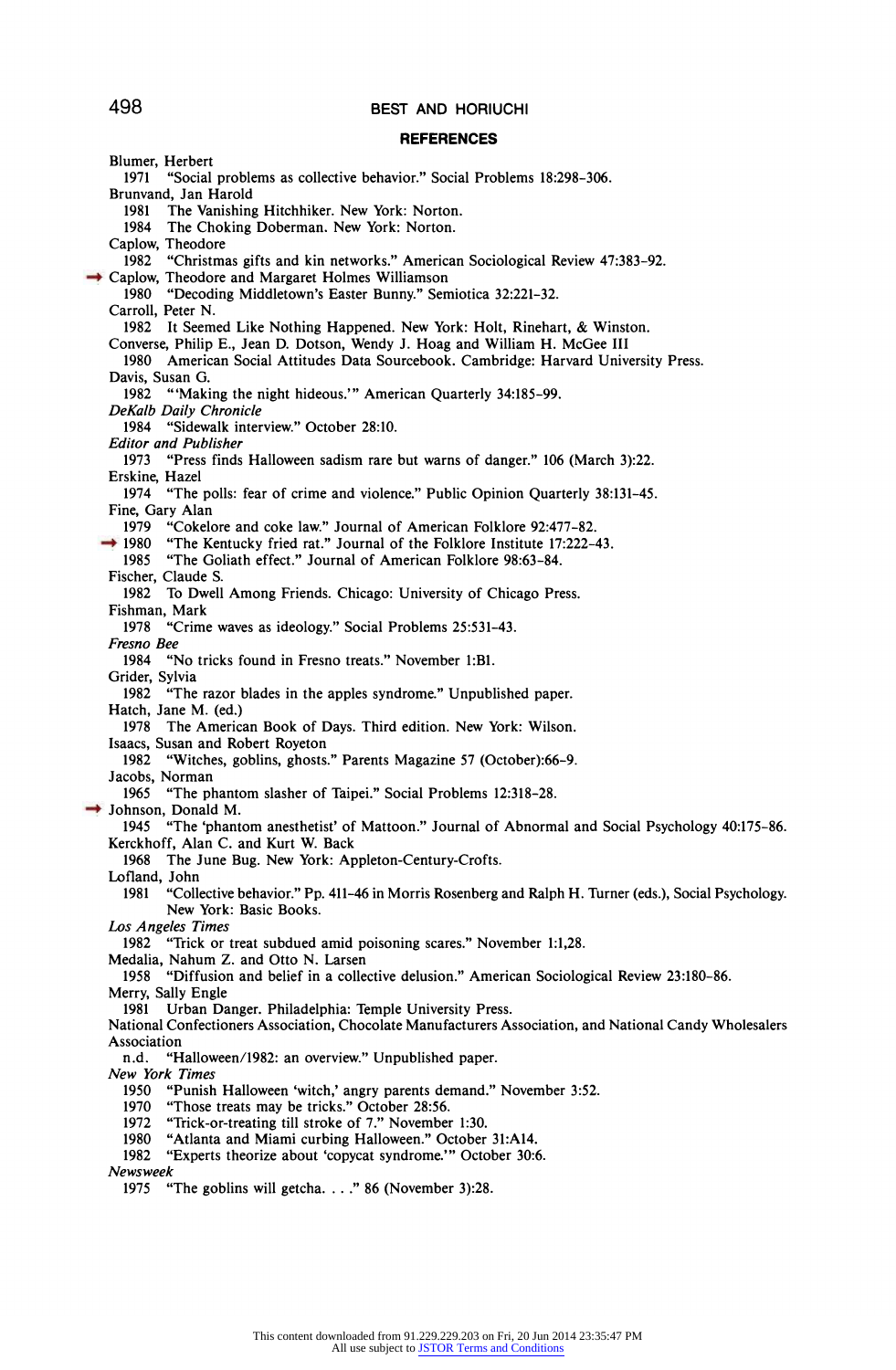## REFERENCES

Blumer, Herbert
  1971 "Social problems as collective behavior." Social Problems 18:298–306.

Brunvand, Jan Harold
  1981 The Vanishing Hitchhiker. New York: Norton.
  1984 The Choking Doberman. New York: Norton.

Caplow, Theodore
  1982 "Christmas gifts and kin networks." American Sociological Review 47:383–92.

Caplow, Theodore and Margaret Holmes Williamson
  1980 "Decoding Middletown's Easter Bunny." Semiotica 32:221–32.

Carroll, Peter N.
  1982 It Seemed Like Nothing Happened. New York: Holt, Rinehart, & Winston.

Converse, Philip E., Jean D. Dotson, Wendy J. Hoag and William H. McGee III
  1980 American Social Attitudes Data Sourcebook. Cambridge: Harvard University Press.

Davis, Susan G.
  1982 "'Making the night hideous.'" American Quarterly 34:185–99.

*DeKalb Daily Chronicle*
  1984 "Sidewalk interview." October 28:10.

*Editor and Publisher*
  1973 "Press finds Halloween sadism rare but warns of danger." 106 (March 3):22.

Erskine, Hazel
  1974 "The polls: fear of crime and violence." Public Opinion Quarterly 38:131–45.

Fine, Gary Alan
  1979 "Cokelore and coke law." Journal of American Folklore 92:477–82.
  1980 "The Kentucky fried rat." Journal of the Folklore Institute 17:222–43.
  1985 "The Goliath effect." Journal of American Folklore 98:63–84.

Fischer, Claude S.
  1982 To Dwell Among Friends. Chicago: University of Chicago Press.

Fishman, Mark
  1978 "Crime waves as ideology." Social Problems 25:531–43.

*Fresno Bee*
  1984 "No tricks found in Fresno treats." November 1:B1.

Grider, Sylvia
  1982 "The razor blades in the apples syndrome." Unpublished paper.

Hatch, Jane M. (ed.)
  1978 The American Book of Days. Third edition. New York: Wilson.

Isaacs, Susan and Robert Royeton
  1982 "Witches, goblins, ghosts." Parents Magazine 57 (October):66–9.

Jacobs, Norman
  1965 "The phantom slasher of Taipei." Social Problems 12:318–28.

Johnson, Donald M.
  1945 "The 'phantom anesthetist' of Mattoon." Journal of Abnormal and Social Psychology 40:175–86.

Kerckhoff, Alan C. and Kurt W. Back
  1968 The June Bug. New York: Appleton-Century-Crofts.

Lofland, John
  1981 "Collective behavior." Pp. 411–46 in Morris Rosenberg and Ralph H. Turner (eds.), Social Psychology. New York: Basic Books.

*Los Angeles Times*
  1982 "Trick or treat subdued amid poisoning scares." November 1:1,28.

Medalia, Nahum Z. and Otto N. Larsen
  1958 "Diffusion and belief in a collective delusion." American Sociological Review 23:180–86.

Merry, Sally Engle
  1981 Urban Danger. Philadelphia: Temple University Press.

National Confectioners Association, Chocolate Manufacturers Association, and National Candy Wholesalers Association
  n.d. "Halloween/1982: an overview." Unpublished paper.

*New York Times*
  1950 "Punish Halloween 'witch,' angry parents demand." November 3:52.
  1970 "Those treats may be tricks." October 28:56.
  1972 "Trick-or-treating till stroke of 7." November 1:30.
  1980 "Atlanta and Miami curbing Halloween." October 31:A14.
  1982 "Experts theorize about 'copycat syndrome.'" October 30:6.

*Newsweek*
  1975 "The goblins will getcha. . . ." 86 (November 3):28.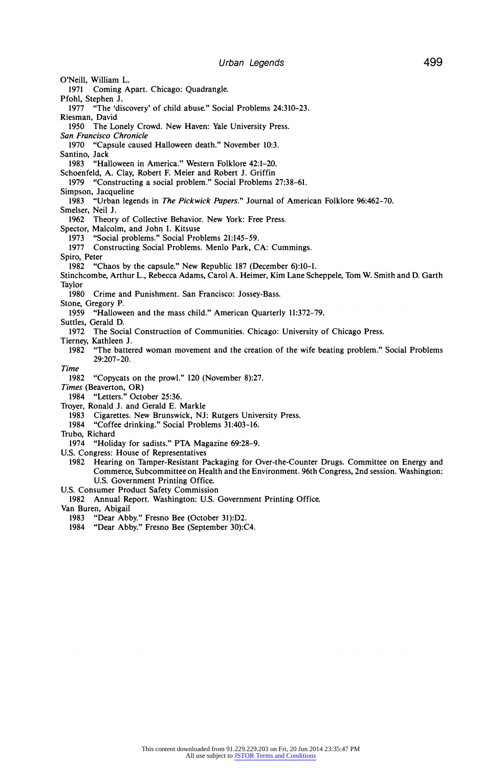O'Neill, William L.
1971 Coming Apart. Chicago: Quadrangle.

Pfohl, Stephen J.
1977 "The 'discovery' of child abuse." Social Problems 24:310–23.

Riesman, David
1950 The Lonely Crowd. New Haven: Yale University Press.

*San Francisco Chronicle*
1970 "Capsule caused Halloween death." November 10:3.

Santino, Jack
1983 "Halloween in America." Western Folklore 42:1–20.

Schoenfeld, A. Clay, Robert F. Meier and Robert J. Griffin
1979 "Constructing a social problem." Social Problems 27:38–61.

Simpson, Jacqueline
1983 "Urban legends in *The Pickwick Papers*." Journal of American Folklore 96:462–70.

Smelser, Neil J.
1962 Theory of Collective Behavior. New York: Free Press.

Spector, Malcolm, and John I. Kitsuse
1973 "Social problems." Social Problems 21:145–59.
1977 Constructing Social Problems. Menlo Park, CA: Cummings.

Spiro, Peter
1982 "Chaos by the capsule." New Republic 187 (December 6):10–1.

Stinchcombe, Arthur L., Rebecca Adams, Carol A. Heimer, Kim Lane Scheppele, Tom W. Smith and D. Garth Taylor
1980 Crime and Punishment. San Francisco: Jossey-Bass.

Stone, Gregory P.
1959 "Halloween and the mass child." American Quarterly 11:372–79.

Suttles, Gerald D.
1972 The Social Construction of Communities. Chicago: University of Chicago Press.

Tierney, Kathleen J.
1982 "The battered woman movement and the creation of the wife beating problem." Social Problems 29:207–20.

*Time*
1982 "Copycats on the prowl." 120 (November 8):27.

*Times* (Beaverton, OR)
1984 "Letters." October 25:36.

Troyer, Ronald J. and Gerald E. Markle
1983 Cigarettes. New Brunswick, NJ: Rutgers University Press.
1984 "Coffee drinking." Social Problems 31:403–16.

Trubo, Richard
1974 "Holiday for sadists." PTA Magazine 69:28–9.

U.S. Congress: House of Representatives
1982 Hearing on Tamper-Resistant Packaging for Over-the-Counter Drugs. Committee on Energy and Commerce, Subcommittee on Health and the Environment. 96th Congress, 2nd session. Washington: U.S. Government Printing Office.

U.S. Consumer Product Safety Commission
1982 Annual Report. Washington: U.S. Government Printing Office.

Van Buren, Abigail
1983 "Dear Abby." Fresno Bee (October 31):D2.
1984 "Dear Abby." Fresno Bee (September 30):C4.